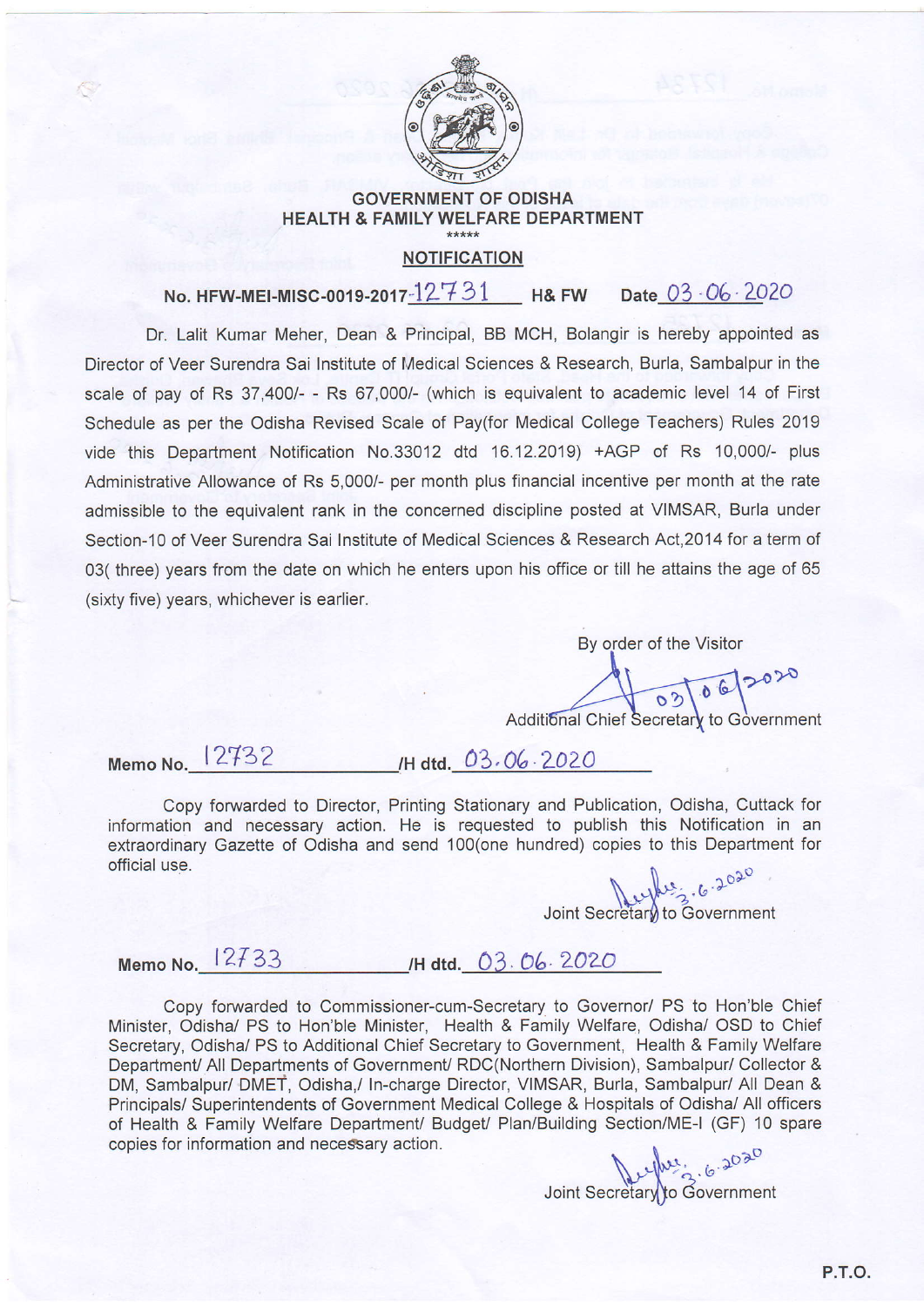# GOVERNMENT OF ODISHA
## HEALTH & FAMILY WELFARE DEPARTMENT

\*\*\*\*\*

## NOTIFICATION

**No. HFW-MEI-MISC-0019-2017-12731 H& FW Date 03.06.2020**

Dr. Lalit Kumar Meher, Dean & Principal, BB MCH, Bolangir is hereby appointed as Director of Veer Surendra Sai Institute of Medical Sciences & Research, Burla, Sambalpur in the scale of pay of Rs 37,400/- - Rs 67,000/- (which is equivalent to academic level 14 of First Schedule as per the Odisha Revised Scale of Pay(for Medical College Teachers) Rules 2019 vide this Department Notification No.33012 dtd 16.12.2019) +AGP of Rs 10,000/- plus Administrative Allowance of Rs 5,000/- per month plus financial incentive per month at the rate admissible to the equivalent rank in the concerned discipline posted at VIMSAR, Burla under Section-10 of Veer Surendra Sai Institute of Medical Sciences & Research Act,2014 for a term of 03( three) years from the date on which he enters upon his office or till he attains the age of 65 (sixty five) years, whichever is earlier.

By order of the Visitor

03/06/2020

Additional Chief Secretary to Government

**Memo No.** 12732 **/H dtd.** 03.06.2020

Copy forwarded to Director, Printing Stationary and Publication, Odisha, Cuttack for information and necessary action. He is requested to publish this Notification in an extraordinary Gazette of Odisha and send 100(one hundred) copies to this Department for official use.

3.6.2020

Joint Secretary to Government

**Memo No.** 12733 **/H dtd.** 03.06.2020

Copy forwarded to Commissioner-cum-Secretary to Governor/ PS to Hon'ble Chief Minister, Odisha/ PS to Hon'ble Minister, Health & Family Welfare, Odisha/ OSD to Chief Secretary, Odisha/ PS to Additional Chief Secretary to Government, Health & Family Welfare Department/ All Departments of Government/ RDC(Northern Division), Sambalpur/ Collector & DM, Sambalpur/ DMET, Odisha,/ In-charge Director, VIMSAR, Burla, Sambalpur/ All Dean & Principals/ Superintendents of Government Medical College & Hospitals of Odisha/ All officers of Health & Family Welfare Department/ Budget/ Plan/Building Section/ME-I (GF) 10 spare copies for information and necessary action.

3.6.2020

Joint Secretary to Government

P.T.O.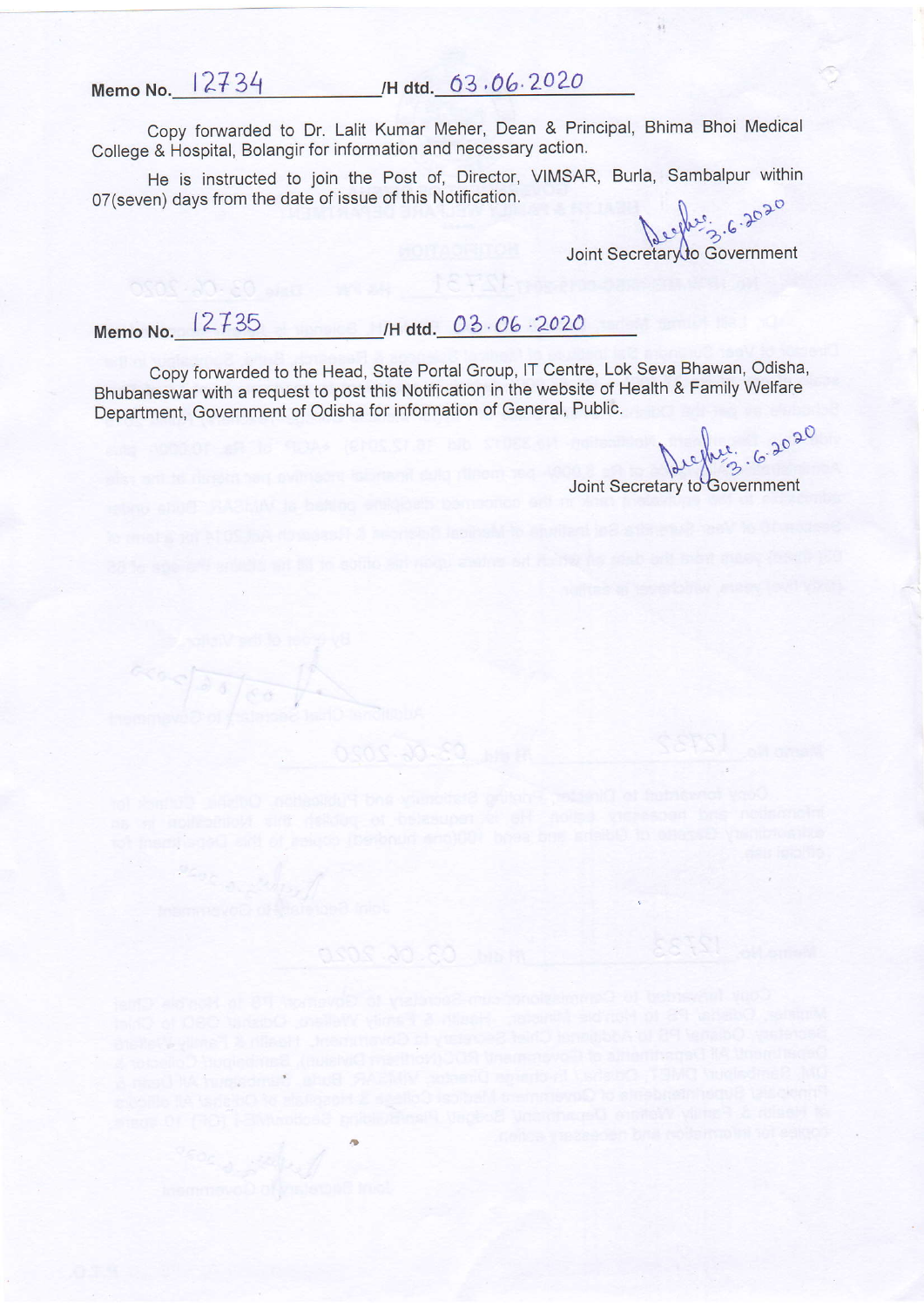Memo No. 12734 /H dtd. 03.06.2020

Copy forwarded to Dr. Lalit Kumar Meher, Dean & Principal, Bhima Bhoi Medical College & Hospital, Bolangir for information and necessary action.

He is instructed to join the Post of, Director, VIMSAR, Burla, Sambalpur within 07(seven) days from the date of issue of this Notification.

3.6.2020

Joint Secretary to Government

Memo No. 12735 /H dtd. 03.06.2020

Copy forwarded to the Head, State Portal Group, IT Centre, Lok Seva Bhawan, Odisha, Bhubaneswar with a request to post this Notification in the website of Health & Family Welfare Department, Government of Odisha for information of General, Public.

3.6.2020

Joint Secretary to Government